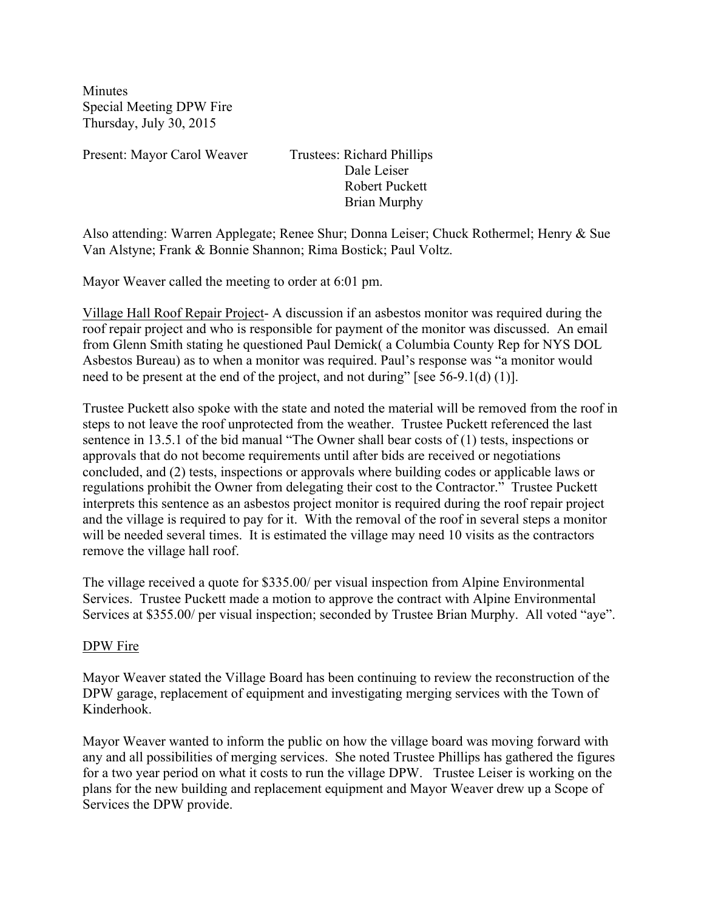Minutes
Special Meeting DPW Fire
Thursday, July 30, 2015

Present: Mayor Carol Weaver Trustees: Richard Phillips
Dale Leiser
Robert Puckett
Brian Murphy

Also attending: Warren Applegate; Renee Shur; Donna Leiser; Chuck Rothermel; Henry & Sue Van Alstyne; Frank & Bonnie Shannon; Rima Bostick; Paul Voltz.

Mayor Weaver called the meeting to order at 6:01 pm.

Village Hall Roof Repair Project- A discussion if an asbestos monitor was required during the roof repair project and who is responsible for payment of the monitor was discussed. An email from Glenn Smith stating he questioned Paul Demick( a Columbia County Rep for NYS DOL Asbestos Bureau) as to when a monitor was required. Paul's response was "a monitor would need to be present at the end of the project, and not during" [see 56-9.1(d) (1)].

Trustee Puckett also spoke with the state and noted the material will be removed from the roof in steps to not leave the roof unprotected from the weather. Trustee Puckett referenced the last sentence in 13.5.1 of the bid manual "The Owner shall bear costs of (1) tests, inspections or approvals that do not become requirements until after bids are received or negotiations concluded, and (2) tests, inspections or approvals where building codes or applicable laws or regulations prohibit the Owner from delegating their cost to the Contractor." Trustee Puckett interprets this sentence as an asbestos project monitor is required during the roof repair project and the village is required to pay for it. With the removal of the roof in several steps a monitor will be needed several times. It is estimated the village may need 10 visits as the contractors remove the village hall roof.

The village received a quote for $335.00/ per visual inspection from Alpine Environmental Services. Trustee Puckett made a motion to approve the contract with Alpine Environmental Services at $355.00/ per visual inspection; seconded by Trustee Brian Murphy. All voted "aye".

DPW Fire

Mayor Weaver stated the Village Board has been continuing to review the reconstruction of the DPW garage, replacement of equipment and investigating merging services with the Town of Kinderhook.

Mayor Weaver wanted to inform the public on how the village board was moving forward with any and all possibilities of merging services. She noted Trustee Phillips has gathered the figures for a two year period on what it costs to run the village DPW. Trustee Leiser is working on the plans for the new building and replacement equipment and Mayor Weaver drew up a Scope of Services the DPW provide.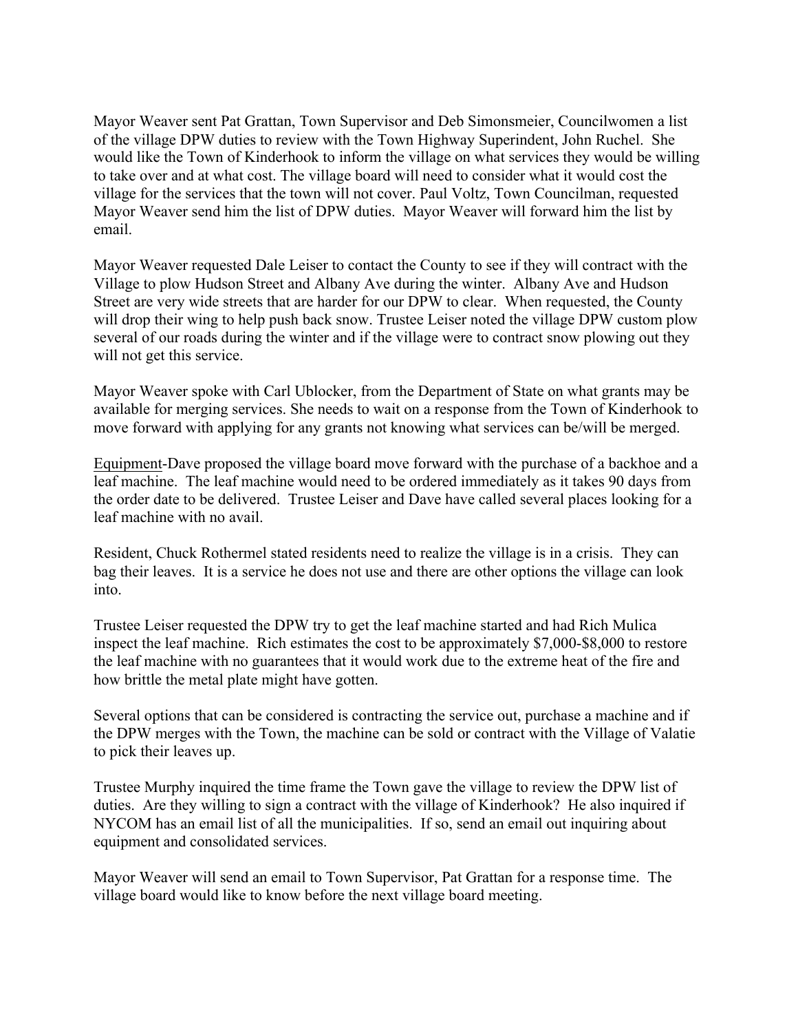Mayor Weaver sent Pat Grattan, Town Supervisor and Deb Simonsmeier, Councilwomen a list of the village DPW duties to review with the Town Highway Superindent, John Ruchel. She would like the Town of Kinderhook to inform the village on what services they would be willing to take over and at what cost. The village board will need to consider what it would cost the village for the services that the town will not cover. Paul Voltz, Town Councilman, requested Mayor Weaver send him the list of DPW duties. Mayor Weaver will forward him the list by email.

Mayor Weaver requested Dale Leiser to contact the County to see if they will contract with the Village to plow Hudson Street and Albany Ave during the winter. Albany Ave and Hudson Street are very wide streets that are harder for our DPW to clear. When requested, the County will drop their wing to help push back snow. Trustee Leiser noted the village DPW custom plow several of our roads during the winter and if the village were to contract snow plowing out they will not get this service.

Mayor Weaver spoke with Carl Ublocker, from the Department of State on what grants may be available for merging services. She needs to wait on a response from the Town of Kinderhook to move forward with applying for any grants not knowing what services can be/will be merged.

<u>Equipment</u>-Dave proposed the village board move forward with the purchase of a backhoe and a leaf machine. The leaf machine would need to be ordered immediately as it takes 90 days from the order date to be delivered. Trustee Leiser and Dave have called several places looking for a leaf machine with no avail.

Resident, Chuck Rothermel stated residents need to realize the village is in a crisis. They can bag their leaves. It is a service he does not use and there are other options the village can look into.

Trustee Leiser requested the DPW try to get the leaf machine started and had Rich Mulica inspect the leaf machine. Rich estimates the cost to be approximately $7,000-$8,000 to restore the leaf machine with no guarantees that it would work due to the extreme heat of the fire and how brittle the metal plate might have gotten.

Several options that can be considered is contracting the service out, purchase a machine and if the DPW merges with the Town, the machine can be sold or contract with the Village of Valatie to pick their leaves up.

Trustee Murphy inquired the time frame the Town gave the village to review the DPW list of duties. Are they willing to sign a contract with the village of Kinderhook? He also inquired if NYCOM has an email list of all the municipalities. If so, send an email out inquiring about equipment and consolidated services.

Mayor Weaver will send an email to Town Supervisor, Pat Grattan for a response time. The village board would like to know before the next village board meeting.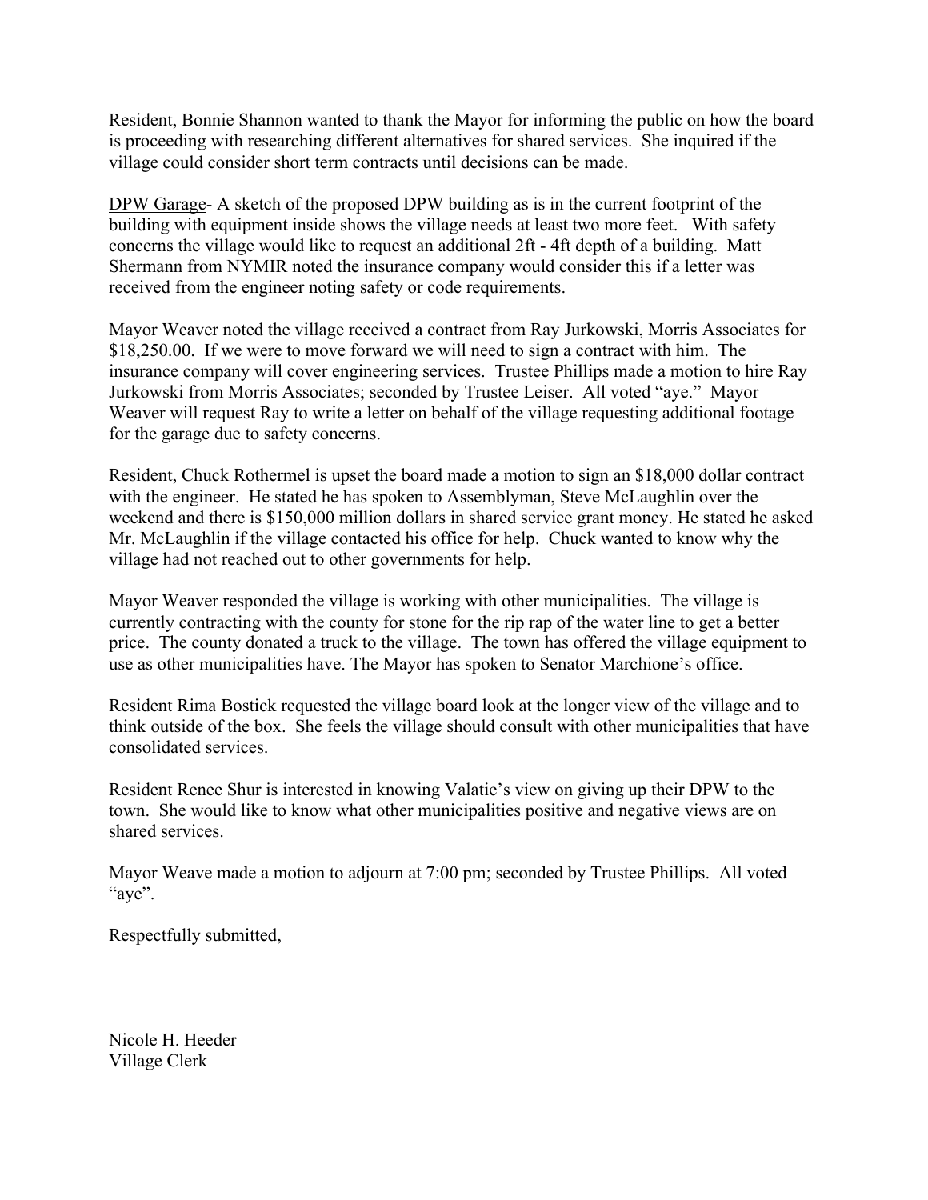Resident, Bonnie Shannon wanted to thank the Mayor for informing the public on how the board is proceeding with researching different alternatives for shared services. She inquired if the village could consider short term contracts until decisions can be made.

<u>DPW Garage</u>- A sketch of the proposed DPW building as is in the current footprint of the building with equipment inside shows the village needs at least two more feet. With safety concerns the village would like to request an additional 2ft - 4ft depth of a building. Matt Shermann from NYMIR noted the insurance company would consider this if a letter was received from the engineer noting safety or code requirements.

Mayor Weaver noted the village received a contract from Ray Jurkowski, Morris Associates for \$18,250.00. If we were to move forward we will need to sign a contract with him. The insurance company will cover engineering services. Trustee Phillips made a motion to hire Ray Jurkowski from Morris Associates; seconded by Trustee Leiser. All voted "aye." Mayor Weaver will request Ray to write a letter on behalf of the village requesting additional footage for the garage due to safety concerns.

Resident, Chuck Rothermel is upset the board made a motion to sign an \$18,000 dollar contract with the engineer. He stated he has spoken to Assemblyman, Steve McLaughlin over the weekend and there is \$150,000 million dollars in shared service grant money. He stated he asked Mr. McLaughlin if the village contacted his office for help. Chuck wanted to know why the village had not reached out to other governments for help.

Mayor Weaver responded the village is working with other municipalities. The village is currently contracting with the county for stone for the rip rap of the water line to get a better price. The county donated a truck to the village. The town has offered the village equipment to use as other municipalities have. The Mayor has spoken to Senator Marchione's office.

Resident Rima Bostick requested the village board look at the longer view of the village and to think outside of the box. She feels the village should consult with other municipalities that have consolidated services.

Resident Renee Shur is interested in knowing Valatie's view on giving up their DPW to the town. She would like to know what other municipalities positive and negative views are on shared services.

Mayor Weave made a motion to adjourn at 7:00 pm; seconded by Trustee Phillips. All voted "aye".

Respectfully submitted,

Nicole H. Heeder
Village Clerk